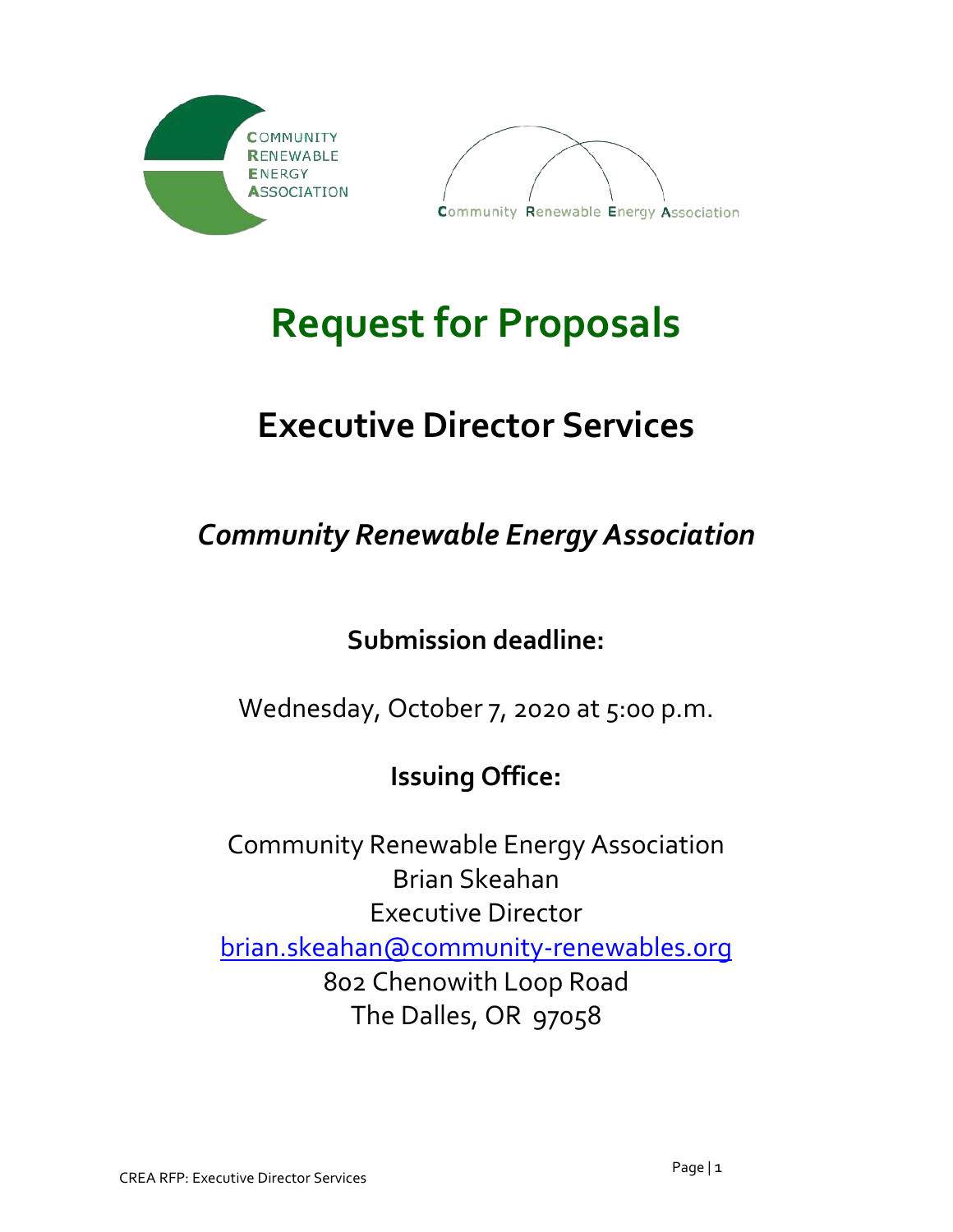# Request for Proposals

## Executive Director Services

### *Community Renewable Energy Association*

**Submission deadline:**

Wednesday, October 7, 2020 at 5:00 p.m.

**Issuing Office:**

Community Renewable Energy Association
Brian Skeahan
Executive Director
brian.skeahan@community-renewables.org
802 Chenowith Loop Road
The Dalles, OR 97058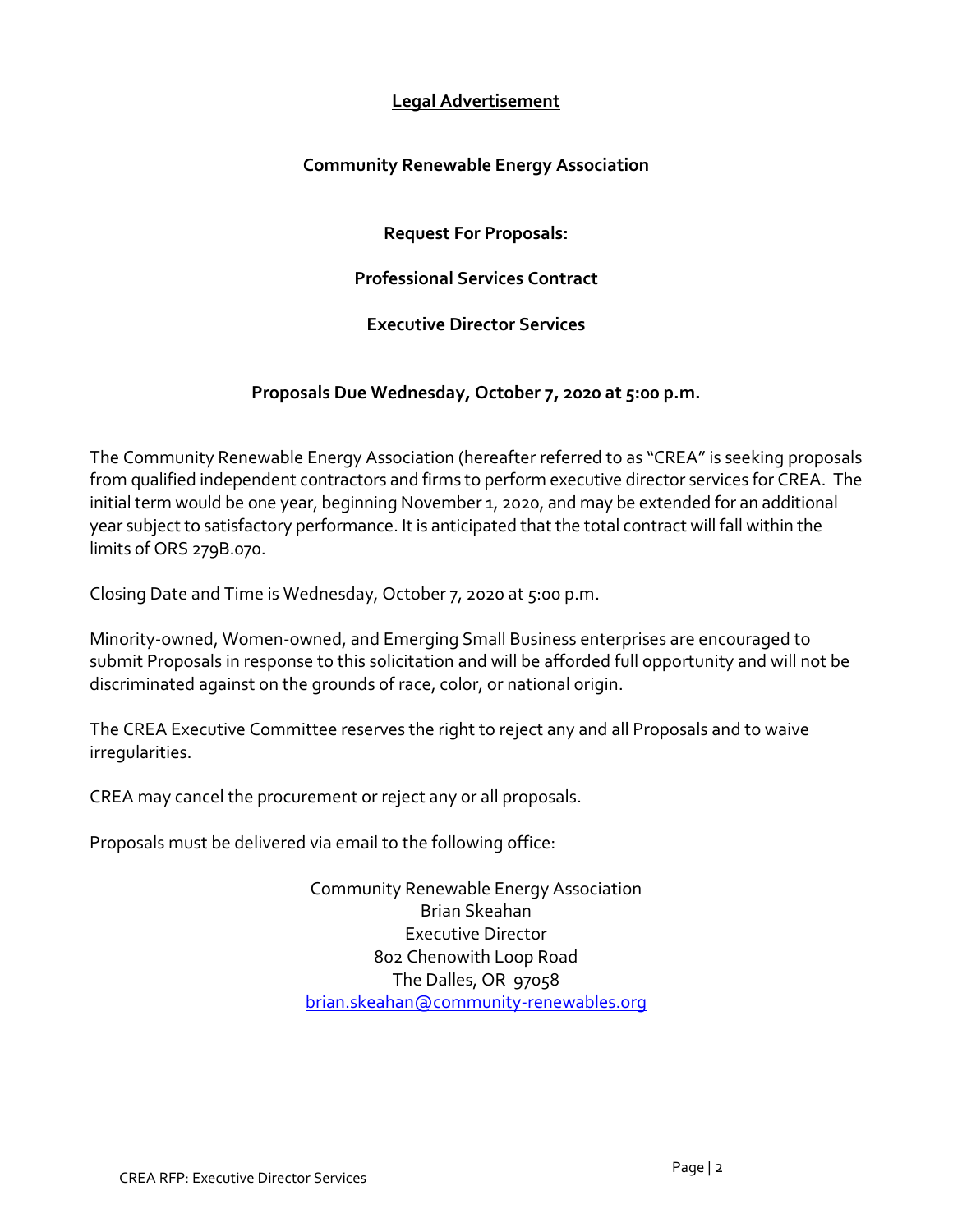# Legal Advertisement

## Community Renewable Energy Association

### Request For Proposals:

### Professional Services Contract

### Executive Director Services

**Proposals Due Wednesday, October 7, 2020 at 5:00 p.m.**

The Community Renewable Energy Association (hereafter referred to as "CREA" is seeking proposals from qualified independent contractors and firms to perform executive director services for CREA. The initial term would be one year, beginning November 1, 2020, and may be extended for an additional year subject to satisfactory performance. It is anticipated that the total contract will fall within the limits of ORS 279B.070.

Closing Date and Time is Wednesday, October 7, 2020 at 5:00 p.m.

Minority-owned, Women-owned, and Emerging Small Business enterprises are encouraged to submit Proposals in response to this solicitation and will be afforded full opportunity and will not be discriminated against on the grounds of race, color, or national origin.

The CREA Executive Committee reserves the right to reject any and all Proposals and to waive irregularities.

CREA may cancel the procurement or reject any or all proposals.

Proposals must be delivered via email to the following office:

Community Renewable Energy Association
Brian Skeahan
Executive Director
802 Chenowith Loop Road
The Dalles, OR 97058
brian.skeahan@community-renewables.org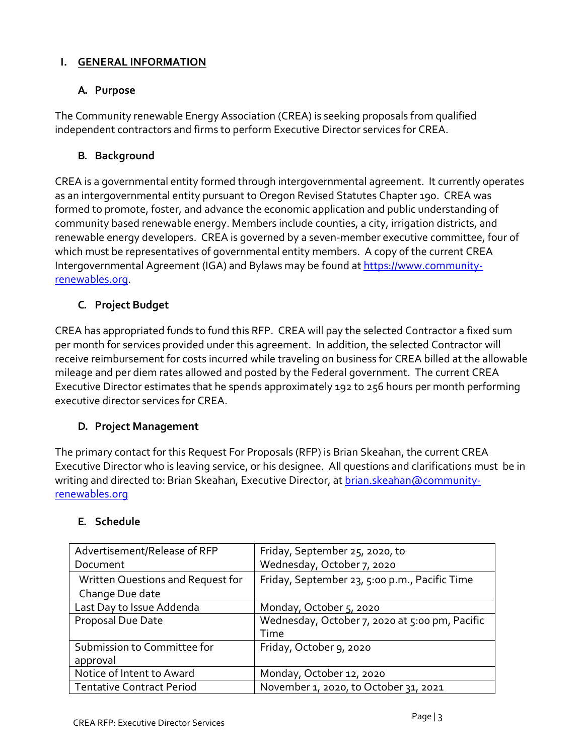# I. GENERAL INFORMATION

## A. Purpose

The Community renewable Energy Association (CREA) is seeking proposals from qualified independent contractors and firms to perform Executive Director services for CREA.

## B. Background

CREA is a governmental entity formed through intergovernmental agreement. It currently operates as an intergovernmental entity pursuant to Oregon Revised Statutes Chapter 190. CREA was formed to promote, foster, and advance the economic application and public understanding of community based renewable energy. Members include counties, a city, irrigation districts, and renewable energy developers. CREA is governed by a seven-member executive committee, four of which must be representatives of governmental entity members. A copy of the current CREA Intergovernmental Agreement (IGA) and Bylaws may be found at [https://www.community-renewables.org](https://www.community-renewables.org).

## C. Project Budget

CREA has appropriated funds to fund this RFP. CREA will pay the selected Contractor a fixed sum per month for services provided under this agreement. In addition, the selected Contractor will receive reimbursement for costs incurred while traveling on business for CREA billed at the allowable mileage and per diem rates allowed and posted by the Federal government. The current CREA Executive Director estimates that he spends approximately 192 to 256 hours per month performing executive director services for CREA.

## D. Project Management

The primary contact for this Request For Proposals (RFP) is Brian Skeahan, the current CREA Executive Director who is leaving service, or his designee. All questions and clarifications must be in writing and directed to: Brian Skeahan, Executive Director, at [brian.skeahan@community-renewables.org](mailto:brian.skeahan@community-renewables.org)

## E. Schedule

| | |
|---|---|
| Advertisement/Release of RFP Document | Friday, September 25, 2020, to Wednesday, October 7, 2020 |
| Written Questions and Request for Change Due date | Friday, September 23, 5:00 p.m., Pacific Time |
| Last Day to Issue Addenda | Monday, October 5, 2020 |
| Proposal Due Date | Wednesday, October 7, 2020 at 5:00 pm, Pacific Time |
| Submission to Committee for approval | Friday, October 9, 2020 |
| Notice of Intent to Award | Monday, October 12, 2020 |
| Tentative Contract Period | November 1, 2020, to October 31, 2021 |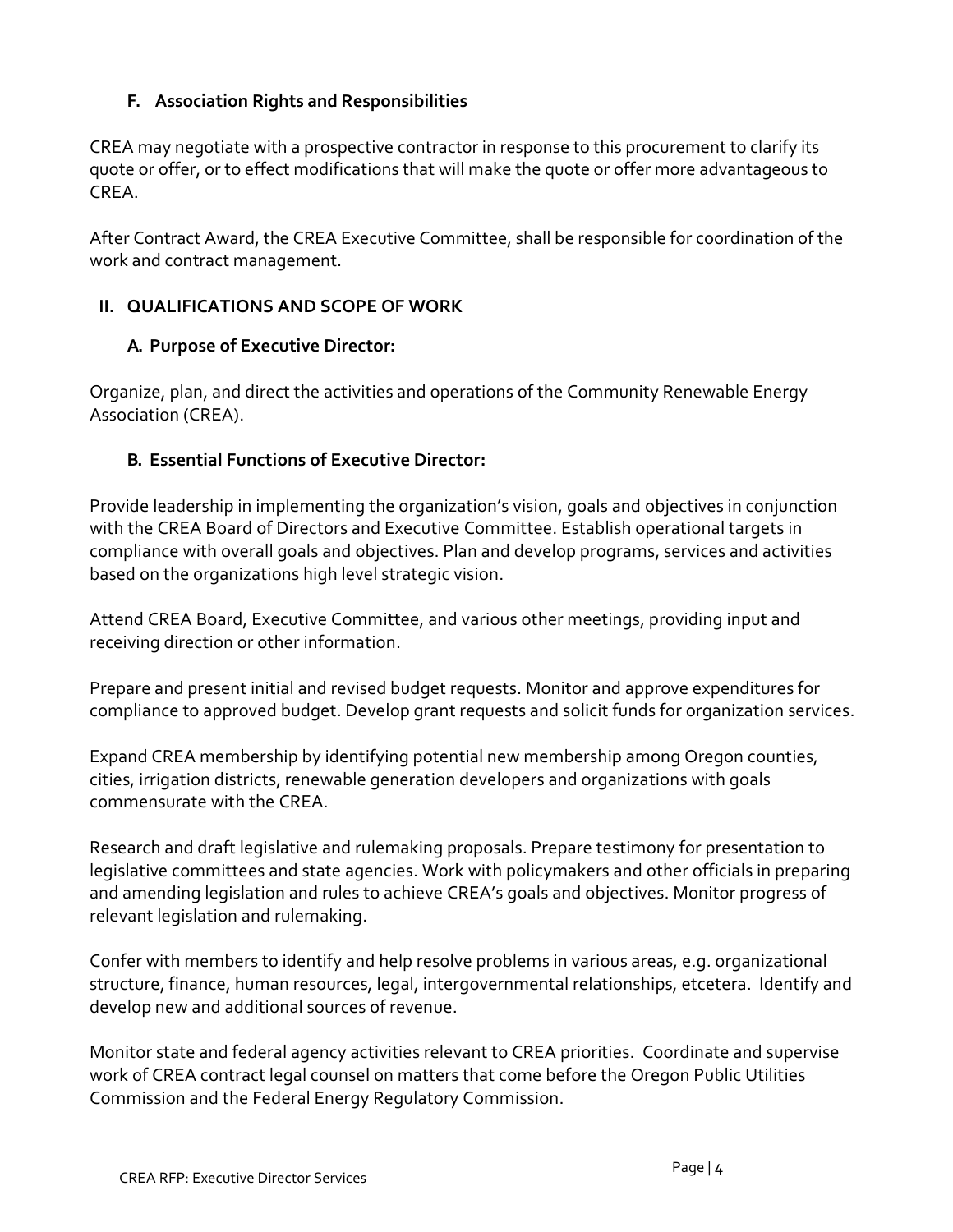### F. Association Rights and Responsibilities

CREA may negotiate with a prospective contractor in response to this procurement to clarify its quote or offer, or to effect modifications that will make the quote or offer more advantageous to CREA.

After Contract Award, the CREA Executive Committee, shall be responsible for coordination of the work and contract management.

## II. QUALIFICATIONS AND SCOPE OF WORK

### A. Purpose of Executive Director:

Organize, plan, and direct the activities and operations of the Community Renewable Energy Association (CREA).

### B. Essential Functions of Executive Director:

Provide leadership in implementing the organization's vision, goals and objectives in conjunction with the CREA Board of Directors and Executive Committee. Establish operational targets in compliance with overall goals and objectives. Plan and develop programs, services and activities based on the organizations high level strategic vision.

Attend CREA Board, Executive Committee, and various other meetings, providing input and receiving direction or other information.

Prepare and present initial and revised budget requests. Monitor and approve expenditures for compliance to approved budget. Develop grant requests and solicit funds for organization services.

Expand CREA membership by identifying potential new membership among Oregon counties, cities, irrigation districts, renewable generation developers and organizations with goals commensurate with the CREA.

Research and draft legislative and rulemaking proposals. Prepare testimony for presentation to legislative committees and state agencies. Work with policymakers and other officials in preparing and amending legislation and rules to achieve CREA's goals and objectives. Monitor progress of relevant legislation and rulemaking.

Confer with members to identify and help resolve problems in various areas, e.g. organizational structure, finance, human resources, legal, intergovernmental relationships, etcetera. Identify and develop new and additional sources of revenue.

Monitor state and federal agency activities relevant to CREA priorities. Coordinate and supervise work of CREA contract legal counsel on matters that come before the Oregon Public Utilities Commission and the Federal Energy Regulatory Commission.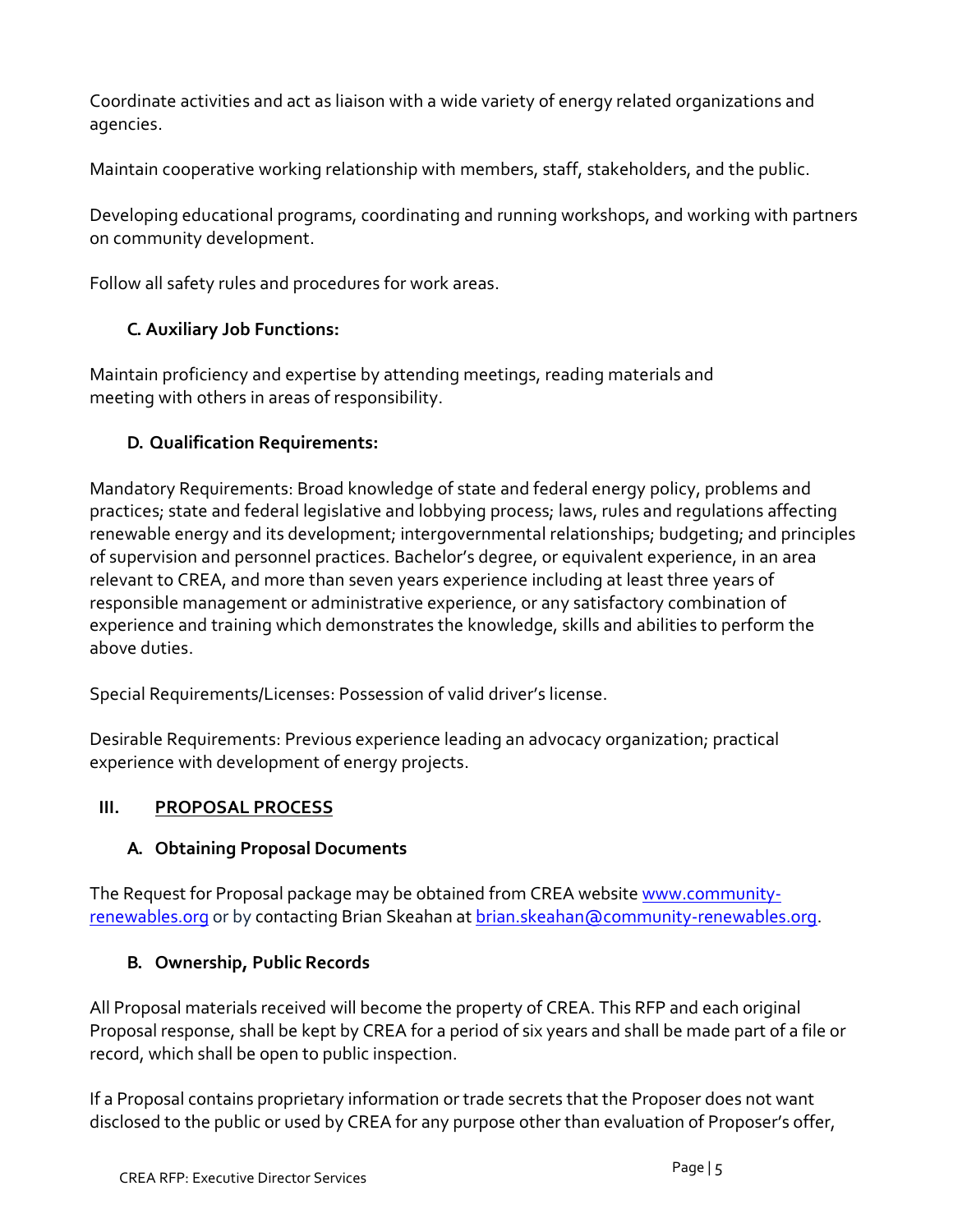Coordinate activities and act as liaison with a wide variety of energy related organizations and agencies.

Maintain cooperative working relationship with members, staff, stakeholders, and the public.

Developing educational programs, coordinating and running workshops, and working with partners on community development.

Follow all safety rules and procedures for work areas.

### C. Auxiliary Job Functions:

Maintain proficiency and expertise by attending meetings, reading materials and meeting with others in areas of responsibility.

### D. Qualification Requirements:

Mandatory Requirements: Broad knowledge of state and federal energy policy, problems and practices; state and federal legislative and lobbying process; laws, rules and regulations affecting renewable energy and its development; intergovernmental relationships; budgeting; and principles of supervision and personnel practices. Bachelor's degree, or equivalent experience, in an area relevant to CREA, and more than seven years experience including at least three years of responsible management or administrative experience, or any satisfactory combination of experience and training which demonstrates the knowledge, skills and abilities to perform the above duties.

Special Requirements/Licenses: Possession of valid driver's license.

Desirable Requirements: Previous experience leading an advocacy organization; practical experience with development of energy projects.

## III. PROPOSAL PROCESS

### A. Obtaining Proposal Documents

The Request for Proposal package may be obtained from CREA website [www.community-renewables.org](www.community-renewables.org) or by contacting Brian Skeahan at [brian.skeahan@community-renewables.org](mailto:brian.skeahan@community-renewables.org).

### B. Ownership, Public Records

All Proposal materials received will become the property of CREA. This RFP and each original Proposal response, shall be kept by CREA for a period of six years and shall be made part of a file or record, which shall be open to public inspection.

If a Proposal contains proprietary information or trade secrets that the Proposer does not want disclosed to the public or used by CREA for any purpose other than evaluation of Proposer's offer,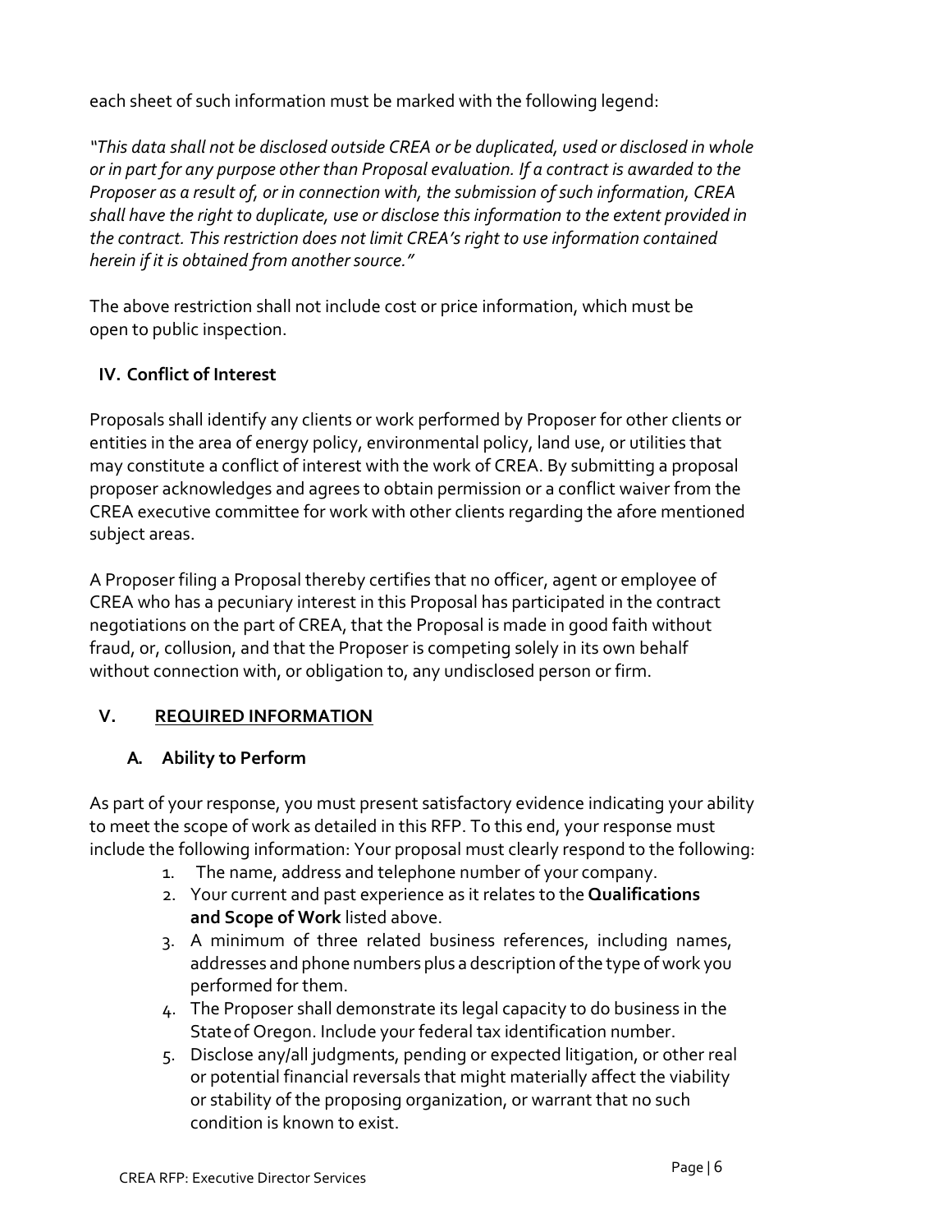each sheet of such information must be marked with the following legend:

*"This data shall not be disclosed outside CREA or be duplicated, used or disclosed in whole or in part for any purpose other than Proposal evaluation. If a contract is awarded to the Proposer as a result of, or in connection with, the submission of such information, CREA shall have the right to duplicate, use or disclose this information to the extent provided in the contract. This restriction does not limit CREA's right to use information contained herein if it is obtained from another source."*

The above restriction shall not include cost or price information, which must be open to public inspection.

## IV. Conflict of Interest

Proposals shall identify any clients or work performed by Proposer for other clients or entities in the area of energy policy, environmental policy, land use, or utilities that may constitute a conflict of interest with the work of CREA. By submitting a proposal proposer acknowledges and agrees to obtain permission or a conflict waiver from the CREA executive committee for work with other clients regarding the afore mentioned subject areas.

A Proposer filing a Proposal thereby certifies that no officer, agent or employee of CREA who has a pecuniary interest in this Proposal has participated in the contract negotiations on the part of CREA, that the Proposal is made in good faith without fraud, or, collusion, and that the Proposer is competing solely in its own behalf without connection with, or obligation to, any undisclosed person or firm.

## V. REQUIRED INFORMATION

### A. Ability to Perform

As part of your response, you must present satisfactory evidence indicating your ability to meet the scope of work as detailed in this RFP. To this end, your response must include the following information: Your proposal must clearly respond to the following:

1. The name, address and telephone number of your company.
2. Your current and past experience as it relates to the **Qualifications and Scope of Work** listed above.
3. A minimum of three related business references, including names, addresses and phone numbers plus a description of the type of work you performed for them.
4. The Proposer shall demonstrate its legal capacity to do business in the State of Oregon. Include your federal tax identification number.
5. Disclose any/all judgments, pending or expected litigation, or other real or potential financial reversals that might materially affect the viability or stability of the proposing organization, or warrant that no such condition is known to exist.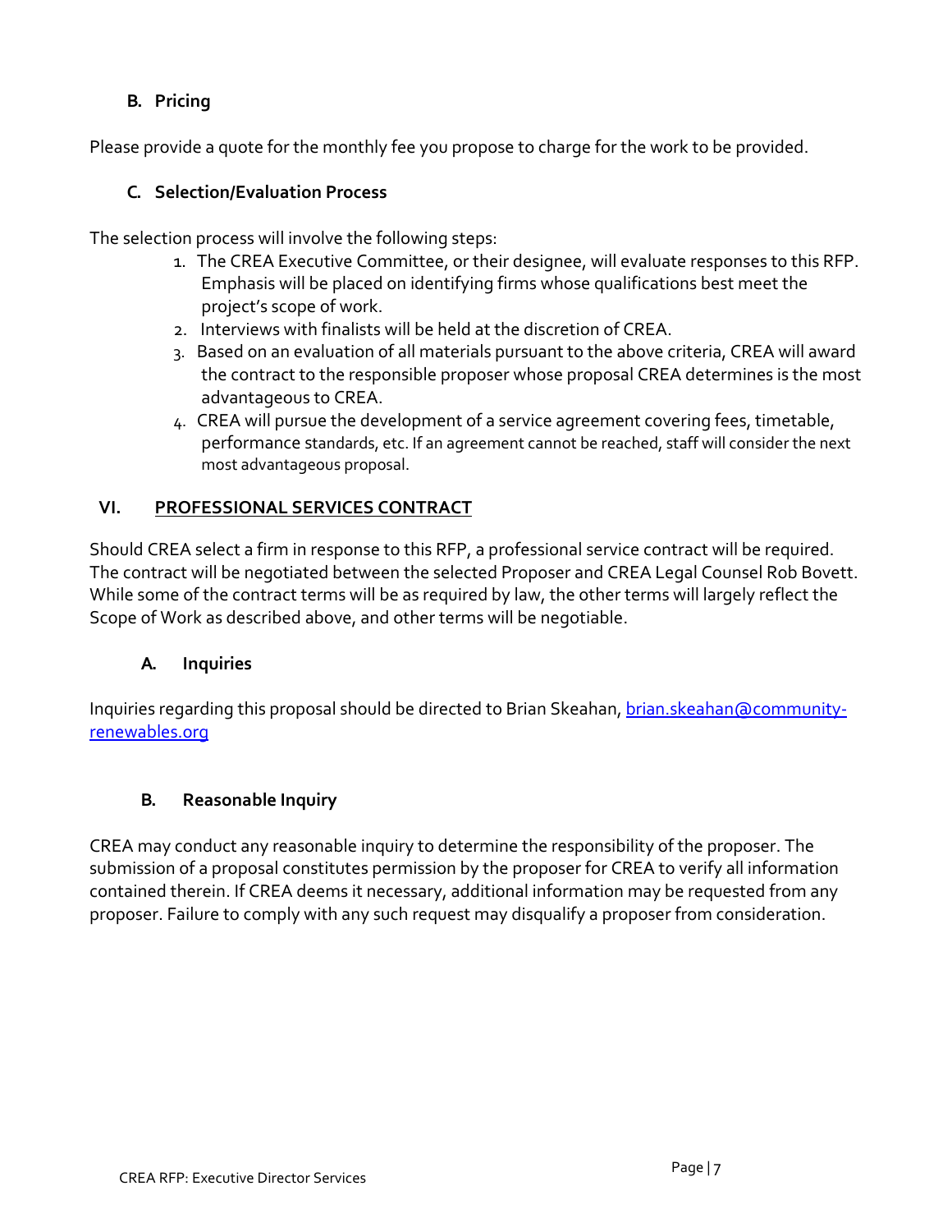### B. Pricing

Please provide a quote for the monthly fee you propose to charge for the work to be provided.

### C. Selection/Evaluation Process

The selection process will involve the following steps:

1. The CREA Executive Committee, or their designee, will evaluate responses to this RFP. Emphasis will be placed on identifying firms whose qualifications best meet the project's scope of work.
2. Interviews with finalists will be held at the discretion of CREA.
3. Based on an evaluation of all materials pursuant to the above criteria, CREA will award the contract to the responsible proposer whose proposal CREA determines is the most advantageous to CREA.
4. CREA will pursue the development of a service agreement covering fees, timetable, performance standards, etc. If an agreement cannot be reached, staff will consider the next most advantageous proposal.

## VI. PROFESSIONAL SERVICES CONTRACT

Should CREA select a firm in response to this RFP, a professional service contract will be required. The contract will be negotiated between the selected Proposer and CREA Legal Counsel Rob Bovett. While some of the contract terms will be as required by law, the other terms will largely reflect the Scope of Work as described above, and other terms will be negotiable.

### A. Inquiries

Inquiries regarding this proposal should be directed to Brian Skeahan, [brian.skeahan@community-renewables.org](mailto:brian.skeahan@community-renewables.org)

### B. Reasonable Inquiry

CREA may conduct any reasonable inquiry to determine the responsibility of the proposer. The submission of a proposal constitutes permission by the proposer for CREA to verify all information contained therein. If CREA deems it necessary, additional information may be requested from any proposer. Failure to comply with any such request may disqualify a proposer from consideration.